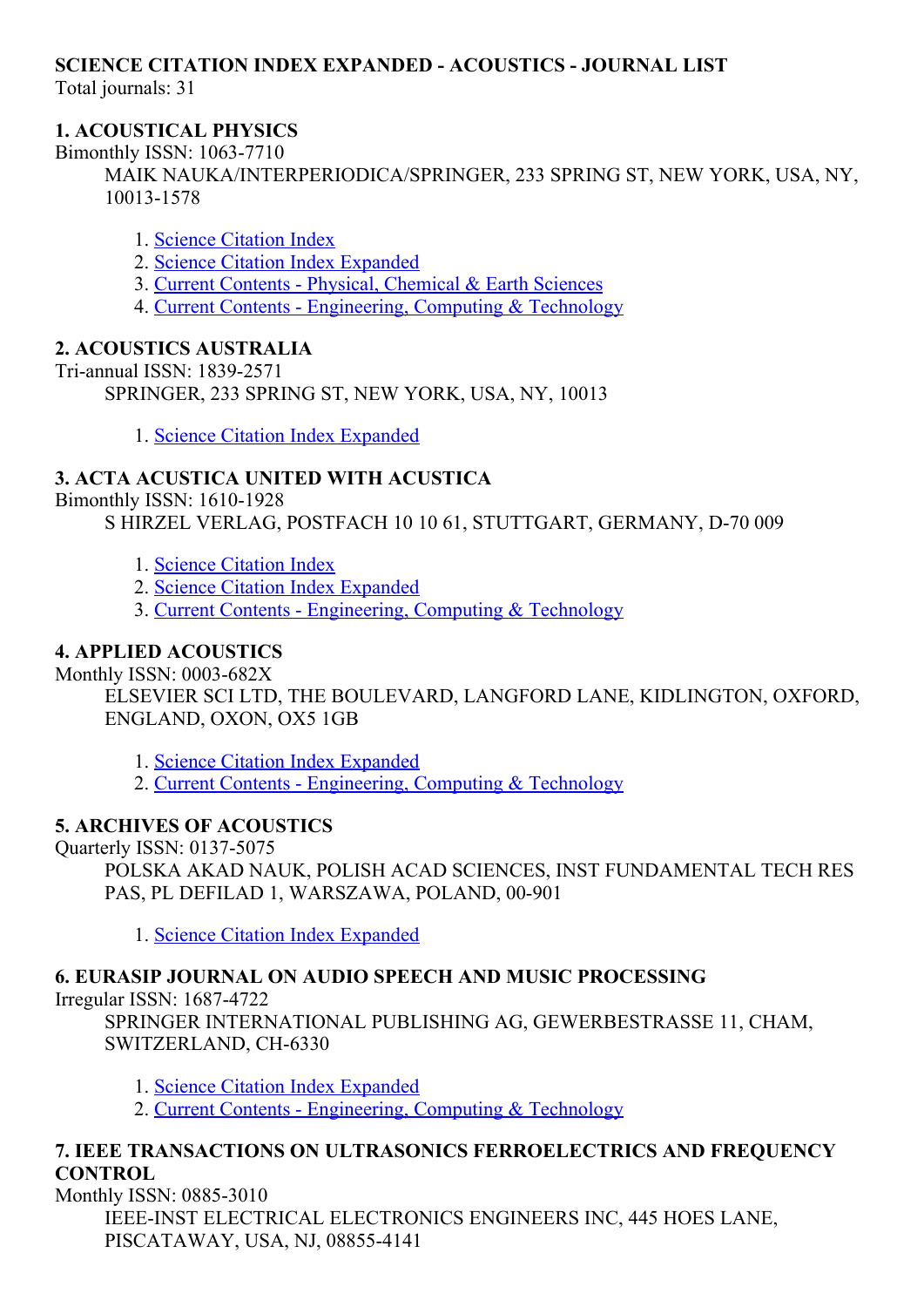**SCIENCE CITATION INDEX EXPANDED - ACOUSTICS - JOURNAL LIST**
Total journals: 31

**1. ACOUSTICAL PHYSICS**
Bimonthly ISSN: 1063-7710
MAIK NAUKA/INTERPERIODICA/SPRINGER, 233 SPRING ST, NEW YORK, USA, NY, 10013-1578

1. Science Citation Index
2. Science Citation Index Expanded
3. Current Contents - Physical, Chemical & Earth Sciences
4. Current Contents - Engineering, Computing & Technology

**2. ACOUSTICS AUSTRALIA**
Tri-annual ISSN: 1839-2571
SPRINGER, 233 SPRING ST, NEW YORK, USA, NY, 10013

1. Science Citation Index Expanded

**3. ACTA ACUSTICA UNITED WITH ACUSTICA**
Bimonthly ISSN: 1610-1928
S HIRZEL VERLAG, POSTFACH 10 10 61, STUTTGART, GERMANY, D-70 009

1. Science Citation Index
2. Science Citation Index Expanded
3. Current Contents - Engineering, Computing & Technology

**4. APPLIED ACOUSTICS**
Monthly ISSN: 0003-682X
ELSEVIER SCI LTD, THE BOULEVARD, LANGFORD LANE, KIDLINGTON, OXFORD, ENGLAND, OXON, OX5 1GB

1. Science Citation Index Expanded
2. Current Contents - Engineering, Computing & Technology

**5. ARCHIVES OF ACOUSTICS**
Quarterly ISSN: 0137-5075
POLSKA AKAD NAUK, POLISH ACAD SCIENCES, INST FUNDAMENTAL TECH RES PAS, PL DEFILAD 1, WARSZAWA, POLAND, 00-901

1. Science Citation Index Expanded

**6. EURASIP JOURNAL ON AUDIO SPEECH AND MUSIC PROCESSING**
Irregular ISSN: 1687-4722
SPRINGER INTERNATIONAL PUBLISHING AG, GEWERBESTRASSE 11, CHAM, SWITZERLAND, CH-6330

1. Science Citation Index Expanded
2. Current Contents - Engineering, Computing & Technology

**7. IEEE TRANSACTIONS ON ULTRASONICS FERROELECTRICS AND FREQUENCY CONTROL**
Monthly ISSN: 0885-3010
IEEE-INST ELECTRICAL ELECTRONICS ENGINEERS INC, 445 HOES LANE, PISCATAWAY, USA, NJ, 08855-4141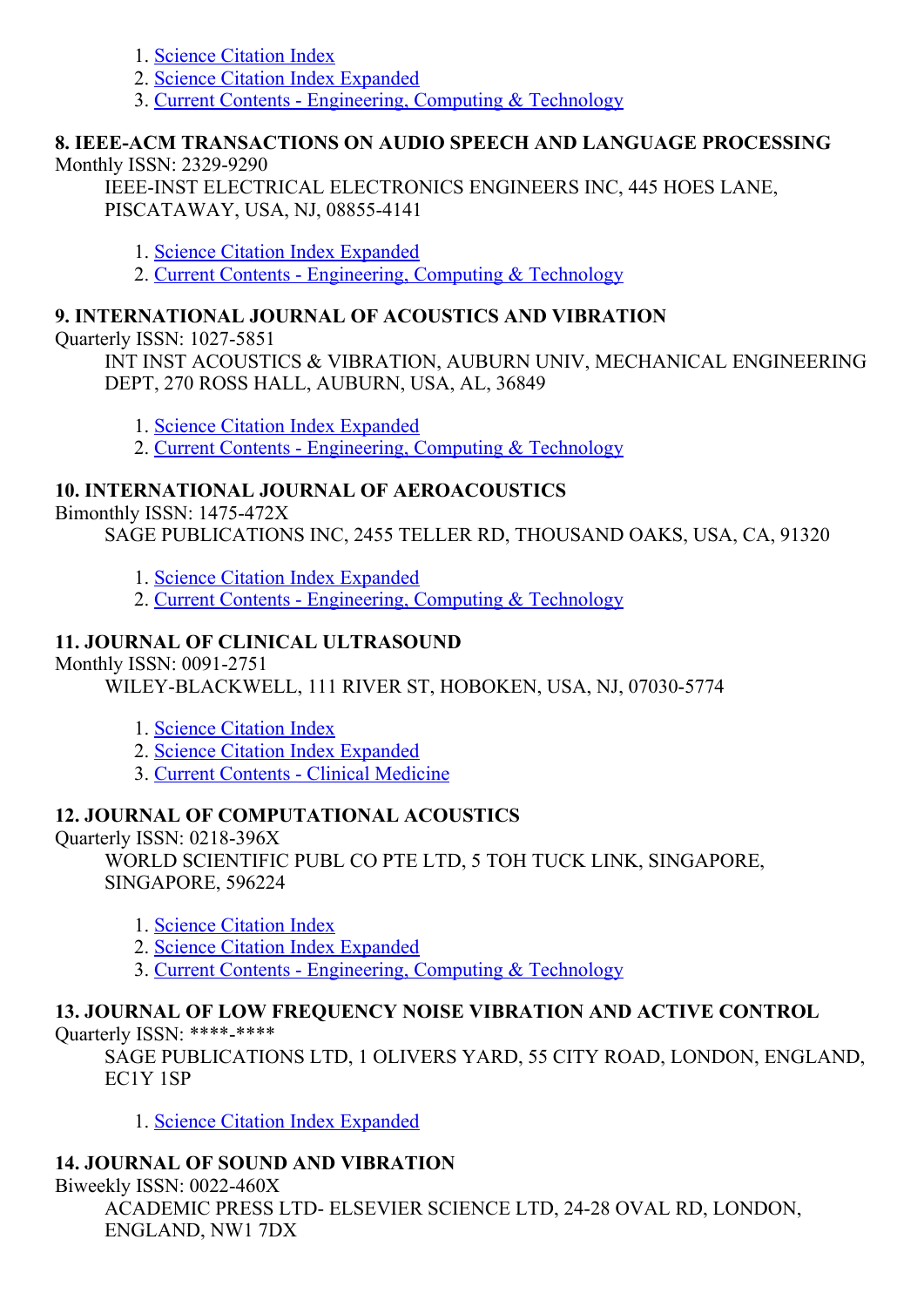1. Science Citation Index
2. Science Citation Index Expanded
3. Current Contents - Engineering, Computing & Technology

### 8. IEEE-ACM TRANSACTIONS ON AUDIO SPEECH AND LANGUAGE PROCESSING

Monthly ISSN: 2329-9290

IEEE-INST ELECTRICAL ELECTRONICS ENGINEERS INC, 445 HOES LANE, PISCATAWAY, USA, NJ, 08855-4141

1. Science Citation Index Expanded
2. Current Contents - Engineering, Computing & Technology

### 9. INTERNATIONAL JOURNAL OF ACOUSTICS AND VIBRATION

Quarterly ISSN: 1027-5851

INT INST ACOUSTICS & VIBRATION, AUBURN UNIV, MECHANICAL ENGINEERING DEPT, 270 ROSS HALL, AUBURN, USA, AL, 36849

1. Science Citation Index Expanded
2. Current Contents - Engineering, Computing & Technology

### 10. INTERNATIONAL JOURNAL OF AEROACOUSTICS

Bimonthly ISSN: 1475-472X

SAGE PUBLICATIONS INC, 2455 TELLER RD, THOUSAND OAKS, USA, CA, 91320

1. Science Citation Index Expanded
2. Current Contents - Engineering, Computing & Technology

### 11. JOURNAL OF CLINICAL ULTRASOUND

Monthly ISSN: 0091-2751

WILEY-BLACKWELL, 111 RIVER ST, HOBOKEN, USA, NJ, 07030-5774

1. Science Citation Index
2. Science Citation Index Expanded
3. Current Contents - Clinical Medicine

### 12. JOURNAL OF COMPUTATIONAL ACOUSTICS

Quarterly ISSN: 0218-396X

WORLD SCIENTIFIC PUBL CO PTE LTD, 5 TOH TUCK LINK, SINGAPORE, SINGAPORE, 596224

1. Science Citation Index
2. Science Citation Index Expanded
3. Current Contents - Engineering, Computing & Technology

### 13. JOURNAL OF LOW FREQUENCY NOISE VIBRATION AND ACTIVE CONTROL

Quarterly ISSN: ****-****

SAGE PUBLICATIONS LTD, 1 OLIVERS YARD, 55 CITY ROAD, LONDON, ENGLAND, EC1Y 1SP

1. Science Citation Index Expanded

### 14. JOURNAL OF SOUND AND VIBRATION

Biweekly ISSN: 0022-460X

ACADEMIC PRESS LTD- ELSEVIER SCIENCE LTD, 24-28 OVAL RD, LONDON, ENGLAND, NW1 7DX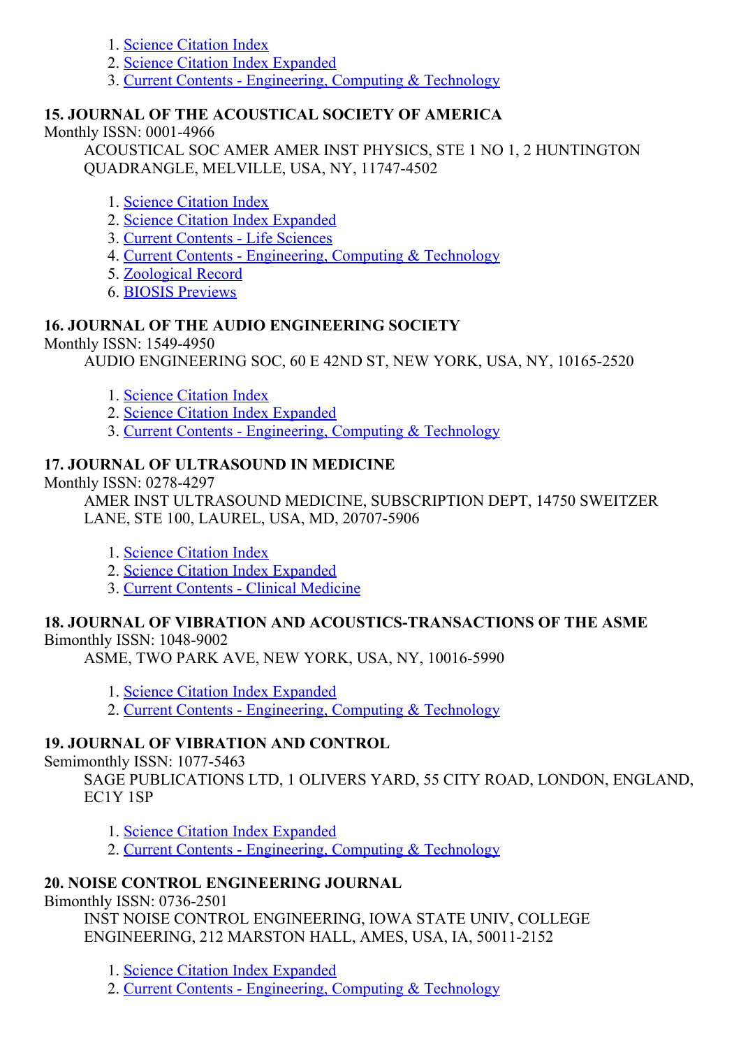1. Science Citation Index
2. Science Citation Index Expanded
3. Current Contents - Engineering, Computing & Technology

**15. JOURNAL OF THE ACOUSTICAL SOCIETY OF AMERICA**

Monthly ISSN: 0001-4966

ACOUSTICAL SOC AMER AMER INST PHYSICS, STE 1 NO 1, 2 HUNTINGTON QUADRANGLE, MELVILLE, USA, NY, 11747-4502

1. Science Citation Index
2. Science Citation Index Expanded
3. Current Contents - Life Sciences
4. Current Contents - Engineering, Computing & Technology
5. Zoological Record
6. BIOSIS Previews

**16. JOURNAL OF THE AUDIO ENGINEERING SOCIETY**

Monthly ISSN: 1549-4950

AUDIO ENGINEERING SOC, 60 E 42ND ST, NEW YORK, USA, NY, 10165-2520

1. Science Citation Index
2. Science Citation Index Expanded
3. Current Contents - Engineering, Computing & Technology

**17. JOURNAL OF ULTRASOUND IN MEDICINE**

Monthly ISSN: 0278-4297

AMER INST ULTRASOUND MEDICINE, SUBSCRIPTION DEPT, 14750 SWEITZER LANE, STE 100, LAUREL, USA, MD, 20707-5906

1. Science Citation Index
2. Science Citation Index Expanded
3. Current Contents - Clinical Medicine

**18. JOURNAL OF VIBRATION AND ACOUSTICS-TRANSACTIONS OF THE ASME**

Bimonthly ISSN: 1048-9002

ASME, TWO PARK AVE, NEW YORK, USA, NY, 10016-5990

1. Science Citation Index Expanded
2. Current Contents - Engineering, Computing & Technology

**19. JOURNAL OF VIBRATION AND CONTROL**

Semimonthly ISSN: 1077-5463

SAGE PUBLICATIONS LTD, 1 OLIVERS YARD, 55 CITY ROAD, LONDON, ENGLAND, EC1Y 1SP

1. Science Citation Index Expanded
2. Current Contents - Engineering, Computing & Technology

**20. NOISE CONTROL ENGINEERING JOURNAL**

Bimonthly ISSN: 0736-2501

INST NOISE CONTROL ENGINEERING, IOWA STATE UNIV, COLLEGE ENGINEERING, 212 MARSTON HALL, AMES, USA, IA, 50011-2152

1. Science Citation Index Expanded
2. Current Contents - Engineering, Computing & Technology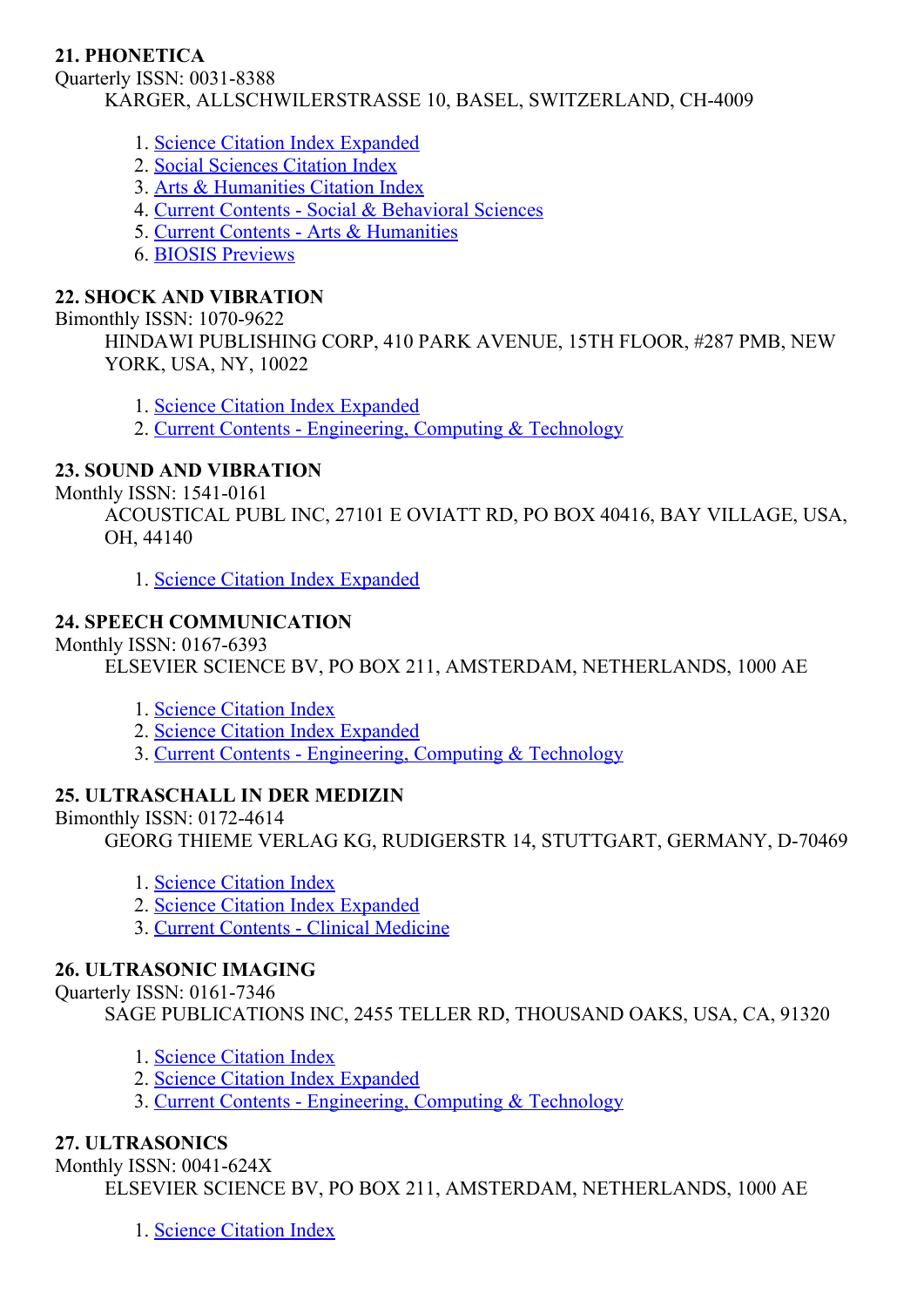**21. PHONETICA**

Quarterly ISSN: 0031-8388

KARGER, ALLSCHWILERSTRASSE 10, BASEL, SWITZERLAND, CH-4009

1. Science Citation Index Expanded
2. Social Sciences Citation Index
3. Arts & Humanities Citation Index
4. Current Contents - Social & Behavioral Sciences
5. Current Contents - Arts & Humanities
6. BIOSIS Previews

**22. SHOCK AND VIBRATION**

Bimonthly ISSN: 1070-9622

HINDAWI PUBLISHING CORP, 410 PARK AVENUE, 15TH FLOOR, #287 PMB, NEW YORK, USA, NY, 10022

1. Science Citation Index Expanded
2. Current Contents - Engineering, Computing & Technology

**23. SOUND AND VIBRATION**

Monthly ISSN: 1541-0161

ACOUSTICAL PUBL INC, 27101 E OVIATT RD, PO BOX 40416, BAY VILLAGE, USA, OH, 44140

1. Science Citation Index Expanded

**24. SPEECH COMMUNICATION**

Monthly ISSN: 0167-6393

ELSEVIER SCIENCE BV, PO BOX 211, AMSTERDAM, NETHERLANDS, 1000 AE

1. Science Citation Index
2. Science Citation Index Expanded
3. Current Contents - Engineering, Computing & Technology

**25. ULTRASCHALL IN DER MEDIZIN**

Bimonthly ISSN: 0172-4614

GEORG THIEME VERLAG KG, RUDIGERSTR 14, STUTTGART, GERMANY, D-70469

1. Science Citation Index
2. Science Citation Index Expanded
3. Current Contents - Clinical Medicine

**26. ULTRASONIC IMAGING**

Quarterly ISSN: 0161-7346

SAGE PUBLICATIONS INC, 2455 TELLER RD, THOUSAND OAKS, USA, CA, 91320

1. Science Citation Index
2. Science Citation Index Expanded
3. Current Contents - Engineering, Computing & Technology

**27. ULTRASONICS**

Monthly ISSN: 0041-624X

ELSEVIER SCIENCE BV, PO BOX 211, AMSTERDAM, NETHERLANDS, 1000 AE

1. Science Citation Index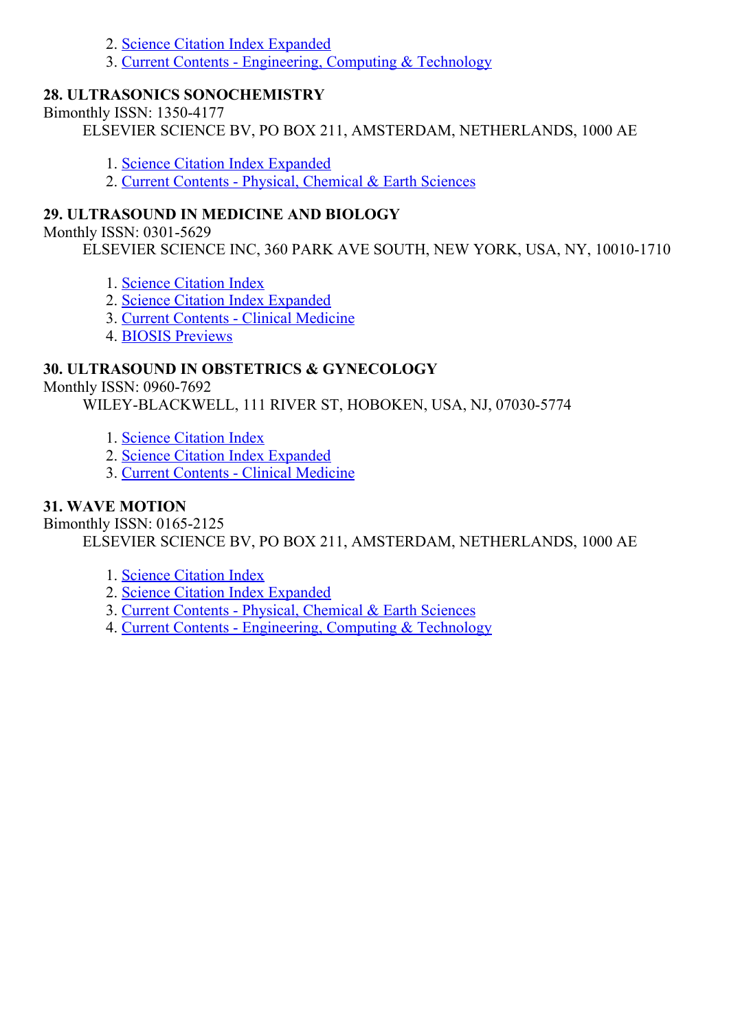2. Science Citation Index Expanded
3. Current Contents - Engineering, Computing & Technology

**28. ULTRASONICS SONOCHEMISTRY**

Bimonthly ISSN: 1350-4177

ELSEVIER SCIENCE BV, PO BOX 211, AMSTERDAM, NETHERLANDS, 1000 AE

1. Science Citation Index Expanded
2. Current Contents - Physical, Chemical & Earth Sciences

**29. ULTRASOUND IN MEDICINE AND BIOLOGY**

Monthly ISSN: 0301-5629

ELSEVIER SCIENCE INC, 360 PARK AVE SOUTH, NEW YORK, USA, NY, 10010-1710

1. Science Citation Index
2. Science Citation Index Expanded
3. Current Contents - Clinical Medicine
4. BIOSIS Previews

**30. ULTRASOUND IN OBSTETRICS & GYNECOLOGY**

Monthly ISSN: 0960-7692

WILEY-BLACKWELL, 111 RIVER ST, HOBOKEN, USA, NJ, 07030-5774

1. Science Citation Index
2. Science Citation Index Expanded
3. Current Contents - Clinical Medicine

**31. WAVE MOTION**

Bimonthly ISSN: 0165-2125

ELSEVIER SCIENCE BV, PO BOX 211, AMSTERDAM, NETHERLANDS, 1000 AE

1. Science Citation Index
2. Science Citation Index Expanded
3. Current Contents - Physical, Chemical & Earth Sciences
4. Current Contents - Engineering, Computing & Technology